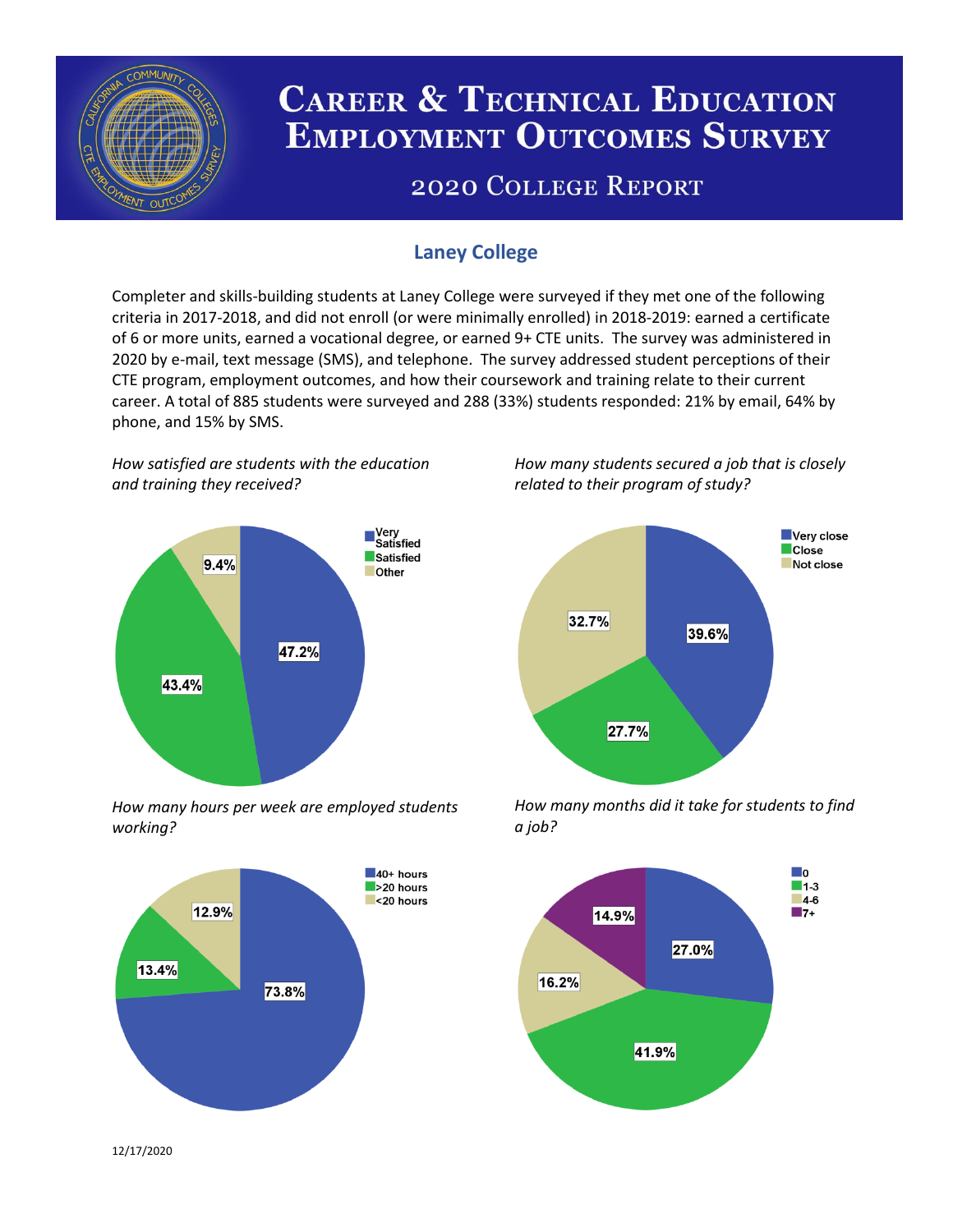# Career & Technical Education Employment Outcomes Survey

## 2020 College Report

### Laney College

Completer and skills-building students at Laney College were surveyed if they met one of the following criteria in 2017-2018, and did not enroll (or were minimally enrolled) in 2018-2019: earned a certificate of 6 or more units, earned a vocational degree, or earned 9+ CTE units. The survey was administered in 2020 by e-mail, text message (SMS), and telephone. The survey addressed student perceptions of their CTE program, employment outcomes, and how their coursework and training relate to their current career. A total of 885 students were surveyed and 288 (33%) students responded: 21% by email, 64% by phone, and 15% by SMS.

*How satisfied are students with the education and training they received?*

Very Satisfied
Satisfied
Other
47.2%
43.4%
9.4%

*How many students secured a job that is closely related to their program of study?*

Very close
Close
Not close
39.6%
27.7%
32.7%

*How many hours per week are employed students working?*

40+ hours
>20 hours
<20 hours
73.8%
13.4%
12.9%

*How many months did it take for students to find a job?*

0
1-3
4-6
7+
27.0%
41.9%
16.2%
14.9%

12/17/2020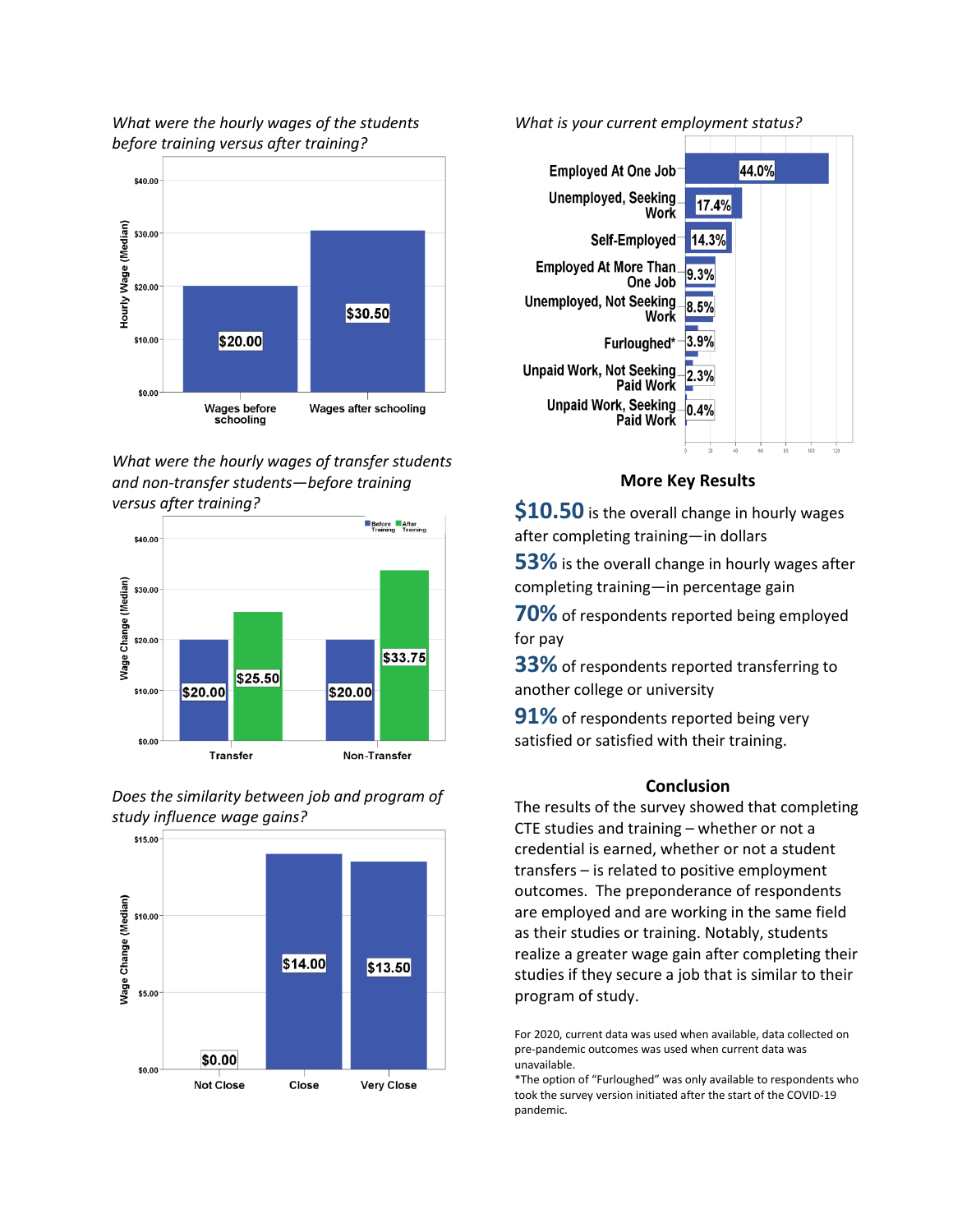*What were the hourly wages of the students before training versus after training?*

Hourly Wage (Median)

$40.00
$30.00
$20.00
$10.00
$0.00

$20.00
$30.50

Wages before schooling
Wages after schooling

*What were the hourly wages of transfer students and non-transfer students—before training versus after training?*

Before Training
After Training

Wage Change (Median)

$40.00
$30.00
$20.00
$10.00
$0.00

$20.00
$25.50
$20.00
$33.75

Transfer
Non-Transfer

*Does the similarity between job and program of study influence wage gains?*

Wage Change (Median)

$15.00
$10.00
$5.00
$0.00

$0.00
$14.00
$13.50

Not Close
Close
Very Close

*What is your current employment status?*

Employed At One Job
44.0%
Unemployed, Seeking Work
17.4%
Self-Employed
14.3%
Employed At More Than One Job
9.3%
Unemployed, Not Seeking Work
8.5%
Furloughed*
3.9%
Unpaid Work, Not Seeking Paid Work
2.3%
Unpaid Work, Seeking Paid Work
0.4%

0
20
40
60
80
100
120

### More Key Results

**$10.50** is the overall change in hourly wages after completing training—in dollars

**53%** is the overall change in hourly wages after completing training—in percentage gain

**70%** of respondents reported being employed for pay

**33%** of respondents reported transferring to another college or university

**91%** of respondents reported being very satisfied or satisfied with their training.

### Conclusion

The results of the survey showed that completing CTE studies and training – whether or not a credential is earned, whether or not a student transfers – is related to positive employment outcomes. The preponderance of respondents are employed and are working in the same field as their studies or training. Notably, students realize a greater wage gain after completing their studies if they secure a job that is similar to their program of study.

For 2020, current data was used when available, data collected on pre-pandemic outcomes was used when current data was unavailable.
*The option of "Furloughed" was only available to respondents who took the survey version initiated after the start of the COVID-19 pandemic.